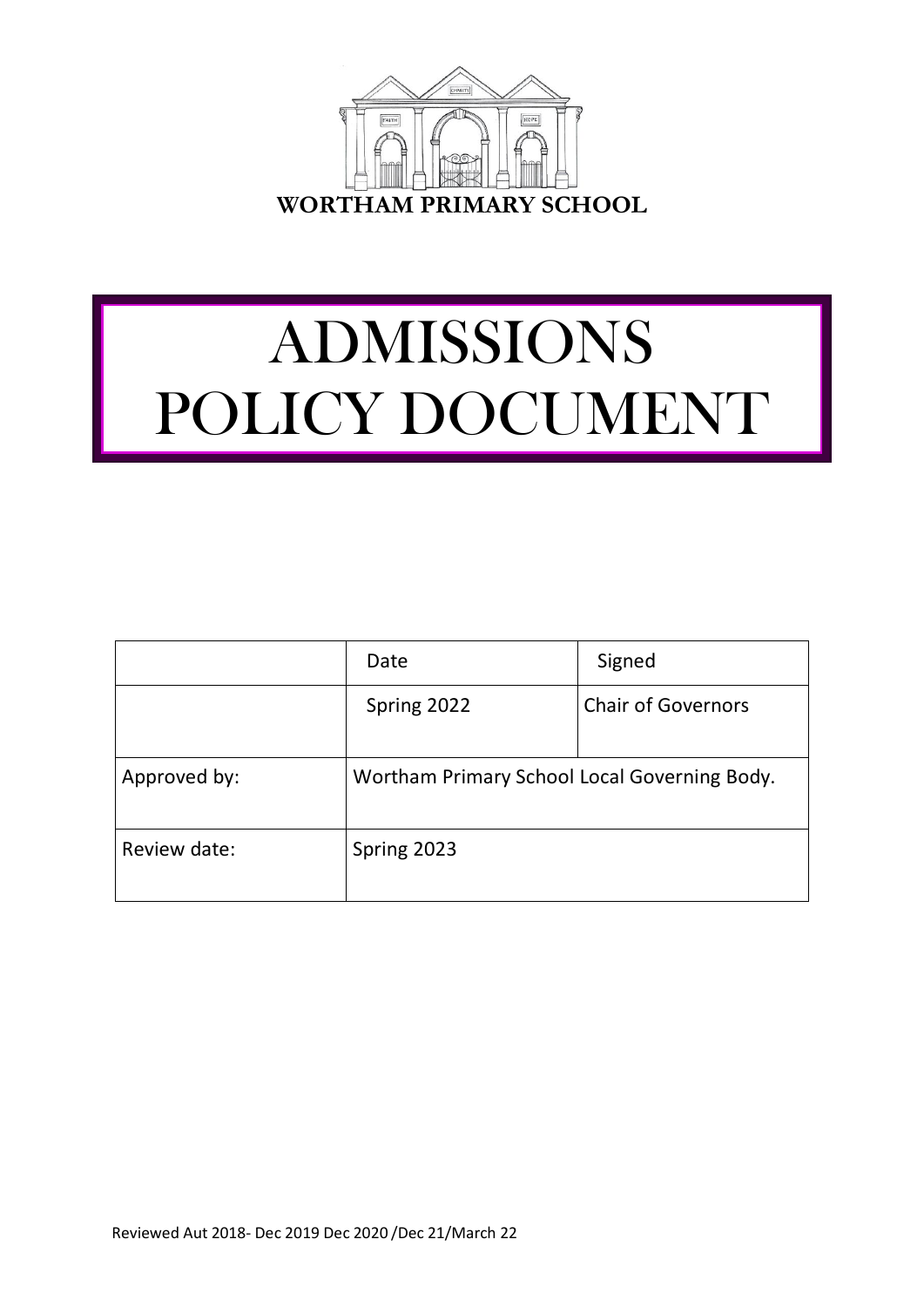**WORTHAM PRIMARY SCHOOL**

# ADMISSIONS POLICY DOCUMENT

| | Date | Signed |
|---|---|---|
| | Spring 2022 | Chair of Governors |
| Approved by: | Wortham Primary School Local Governing Body. | |
| Review date: | Spring 2023 | |

Reviewed Aut 2018- Dec 2019 Dec 2020 /Dec 21/March 22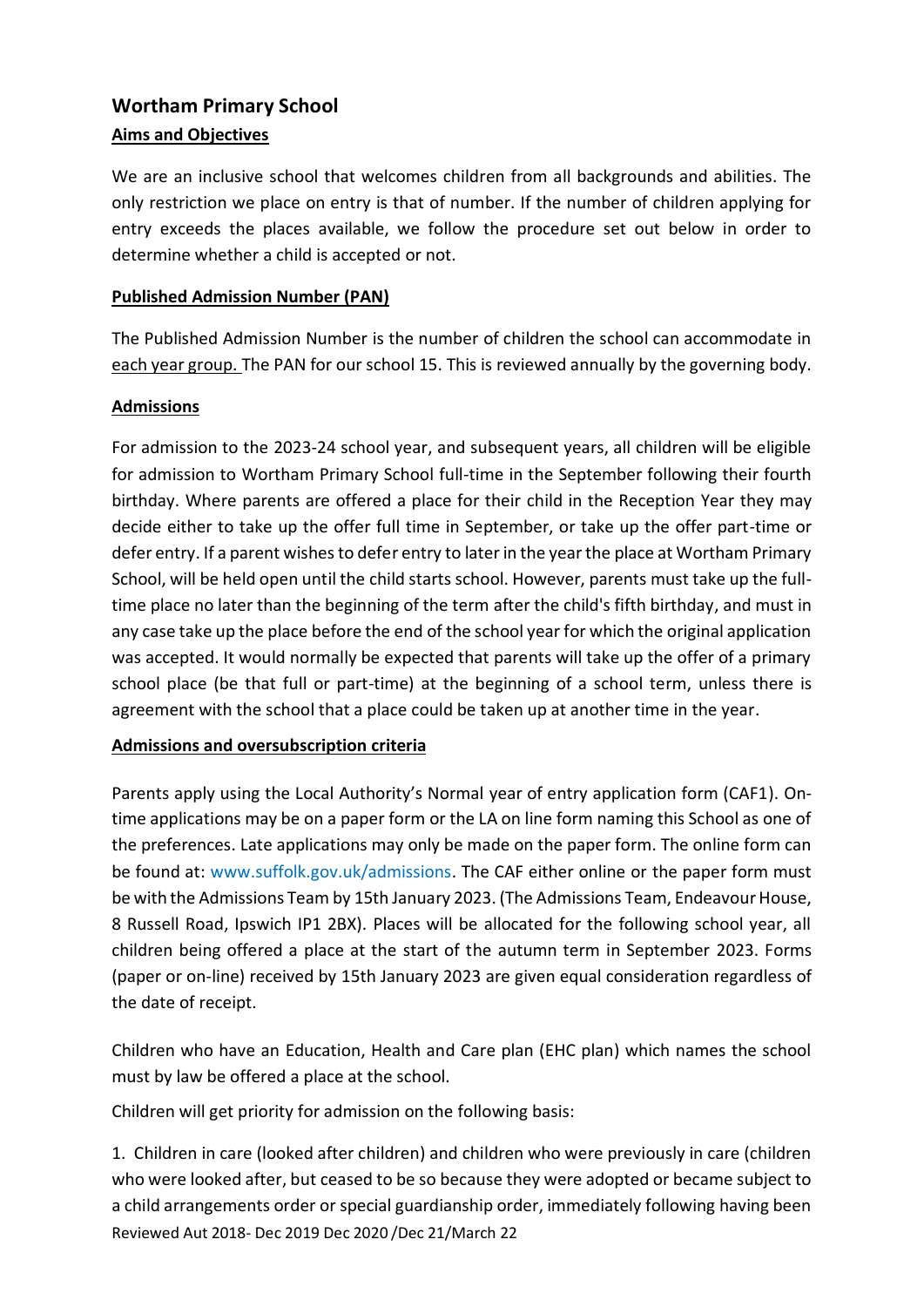# Wortham Primary School

## Aims and Objectives

We are an inclusive school that welcomes children from all backgrounds and abilities. The only restriction we place on entry is that of number. If the number of children applying for entry exceeds the places available, we follow the procedure set out below in order to determine whether a child is accepted or not.

## Published Admission Number (PAN)

The Published Admission Number is the number of children the school can accommodate in each year group. The PAN for our school 15. This is reviewed annually by the governing body.

## Admissions

For admission to the 2023-24 school year, and subsequent years, all children will be eligible for admission to Wortham Primary School full-time in the September following their fourth birthday. Where parents are offered a place for their child in the Reception Year they may decide either to take up the offer full time in September, or take up the offer part-time or defer entry. If a parent wishes to defer entry to later in the year the place at Wortham Primary School, will be held open until the child starts school. However, parents must take up the full-time place no later than the beginning of the term after the child's fifth birthday, and must in any case take up the place before the end of the school year for which the original application was accepted. It would normally be expected that parents will take up the offer of a primary school place (be that full or part-time) at the beginning of a school term, unless there is agreement with the school that a place could be taken up at another time in the year.

## Admissions and oversubscription criteria

Parents apply using the Local Authority's Normal year of entry application form (CAF1). On-time applications may be on a paper form or the LA on line form naming this School as one of the preferences. Late applications may only be made on the paper form. The online form can be found at: www.suffolk.gov.uk/admissions. The CAF either online or the paper form must be with the Admissions Team by 15th January 2023. (The Admissions Team, Endeavour House, 8 Russell Road, Ipswich IP1 2BX). Places will be allocated for the following school year, all children being offered a place at the start of the autumn term in September 2023. Forms (paper or on-line) received by 15th January 2023 are given equal consideration regardless of the date of receipt.

Children who have an Education, Health and Care plan (EHC plan) which names the school must by law be offered a place at the school.

Children will get priority for admission on the following basis:

1. Children in care (looked after children) and children who were previously in care (children who were looked after, but ceased to be so because they were adopted or became subject to a child arrangements order or special guardianship order, immediately following having been

Reviewed Aut 2018- Dec 2019 Dec 2020 /Dec 21/March 22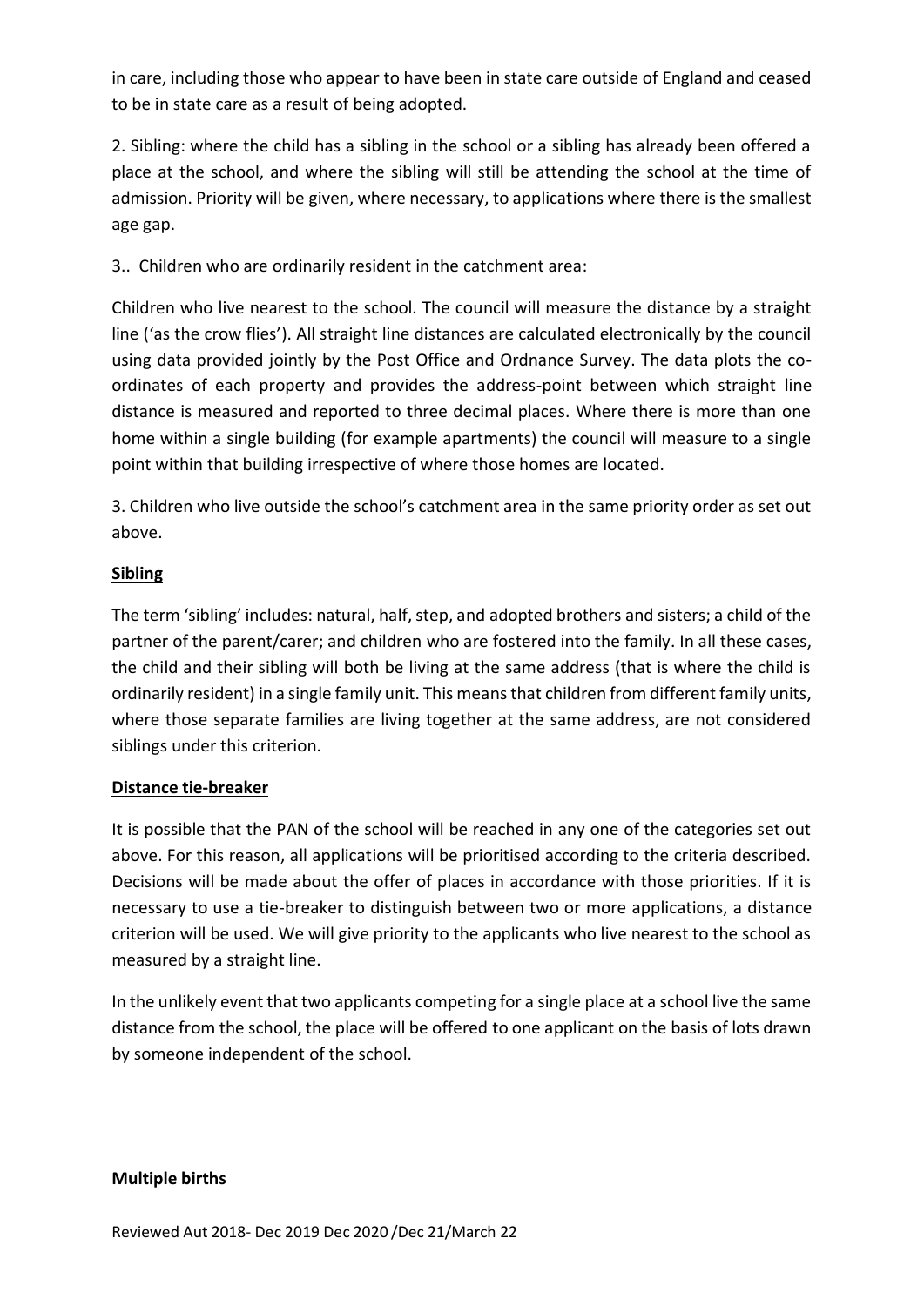in care, including those who appear to have been in state care outside of England and ceased to be in state care as a result of being adopted.

2. Sibling: where the child has a sibling in the school or a sibling has already been offered a place at the school, and where the sibling will still be attending the school at the time of admission. Priority will be given, where necessary, to applications where there is the smallest age gap.

3.. Children who are ordinarily resident in the catchment area:

Children who live nearest to the school. The council will measure the distance by a straight line ('as the crow flies'). All straight line distances are calculated electronically by the council using data provided jointly by the Post Office and Ordnance Survey. The data plots the co-ordinates of each property and provides the address-point between which straight line distance is measured and reported to three decimal places. Where there is more than one home within a single building (for example apartments) the council will measure to a single point within that building irrespective of where those homes are located.

3. Children who live outside the school's catchment area in the same priority order as set out above.

**Sibling**

The term 'sibling' includes: natural, half, step, and adopted brothers and sisters; a child of the partner of the parent/carer; and children who are fostered into the family. In all these cases, the child and their sibling will both be living at the same address (that is where the child is ordinarily resident) in a single family unit. This means that children from different family units, where those separate families are living together at the same address, are not considered siblings under this criterion.

**Distance tie-breaker**

It is possible that the PAN of the school will be reached in any one of the categories set out above. For this reason, all applications will be prioritised according to the criteria described. Decisions will be made about the offer of places in accordance with those priorities. If it is necessary to use a tie-breaker to distinguish between two or more applications, a distance criterion will be used. We will give priority to the applicants who live nearest to the school as measured by a straight line.

In the unlikely event that two applicants competing for a single place at a school live the same distance from the school, the place will be offered to one applicant on the basis of lots drawn by someone independent of the school.

**Multiple births**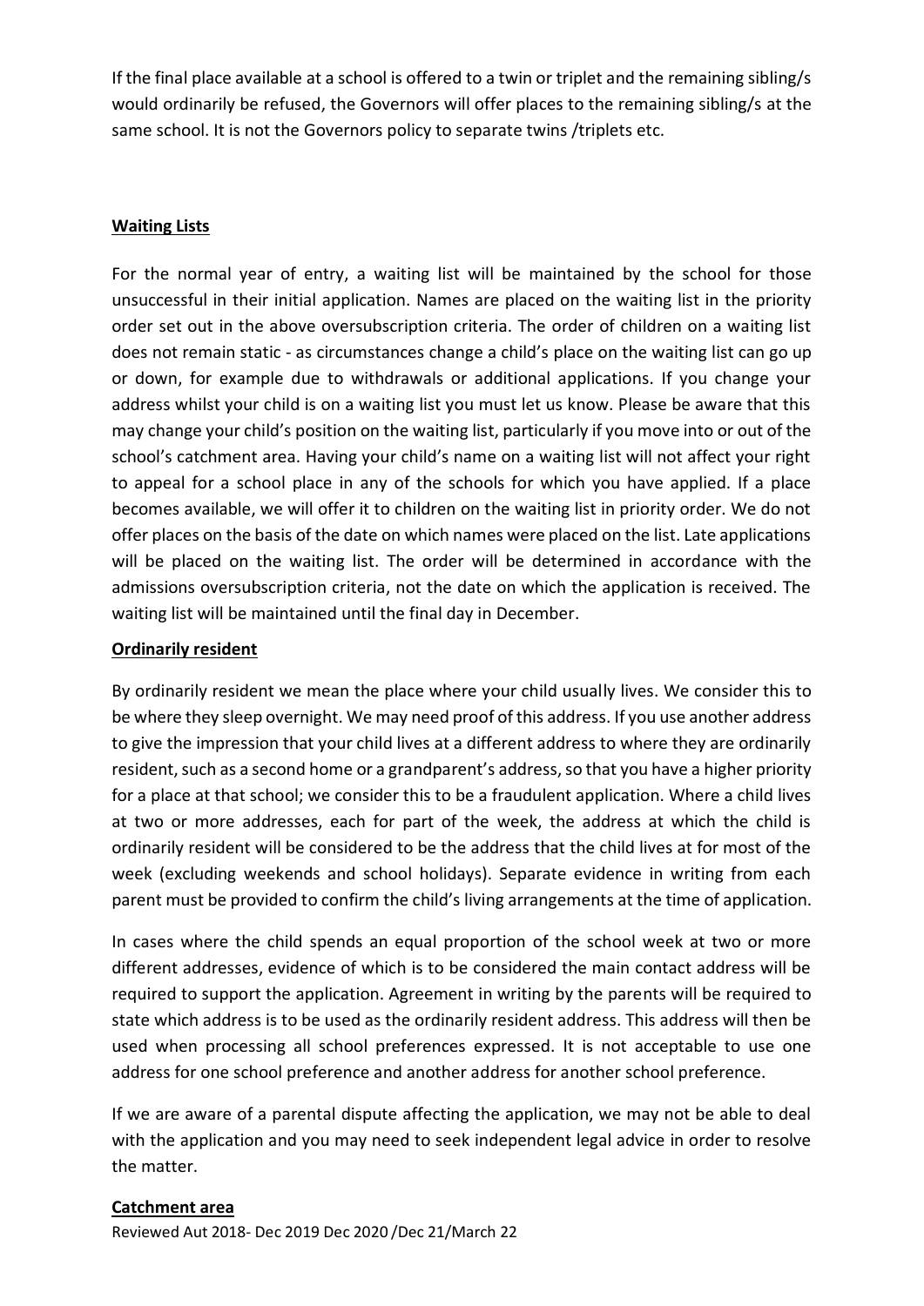If the final place available at a school is offered to a twin or triplet and the remaining sibling/s would ordinarily be refused, the Governors will offer places to the remaining sibling/s at the same school. It is not the Governors policy to separate twins /triplets etc.

**Waiting Lists**

For the normal year of entry, a waiting list will be maintained by the school for those unsuccessful in their initial application. Names are placed on the waiting list in the priority order set out in the above oversubscription criteria. The order of children on a waiting list does not remain static - as circumstances change a child's place on the waiting list can go up or down, for example due to withdrawals or additional applications. If you change your address whilst your child is on a waiting list you must let us know. Please be aware that this may change your child's position on the waiting list, particularly if you move into or out of the school's catchment area. Having your child's name on a waiting list will not affect your right to appeal for a school place in any of the schools for which you have applied. If a place becomes available, we will offer it to children on the waiting list in priority order. We do not offer places on the basis of the date on which names were placed on the list. Late applications will be placed on the waiting list. The order will be determined in accordance with the admissions oversubscription criteria, not the date on which the application is received. The waiting list will be maintained until the final day in December.

**Ordinarily resident**

By ordinarily resident we mean the place where your child usually lives. We consider this to be where they sleep overnight. We may need proof of this address. If you use another address to give the impression that your child lives at a different address to where they are ordinarily resident, such as a second home or a grandparent's address, so that you have a higher priority for a place at that school; we consider this to be a fraudulent application. Where a child lives at two or more addresses, each for part of the week, the address at which the child is ordinarily resident will be considered to be the address that the child lives at for most of the week (excluding weekends and school holidays). Separate evidence in writing from each parent must be provided to confirm the child's living arrangements at the time of application.

In cases where the child spends an equal proportion of the school week at two or more different addresses, evidence of which is to be considered the main contact address will be required to support the application. Agreement in writing by the parents will be required to state which address is to be used as the ordinarily resident address. This address will then be used when processing all school preferences expressed. It is not acceptable to use one address for one school preference and another address for another school preference.

If we are aware of a parental dispute affecting the application, we may not be able to deal with the application and you may need to seek independent legal advice in order to resolve the matter.

**Catchment area**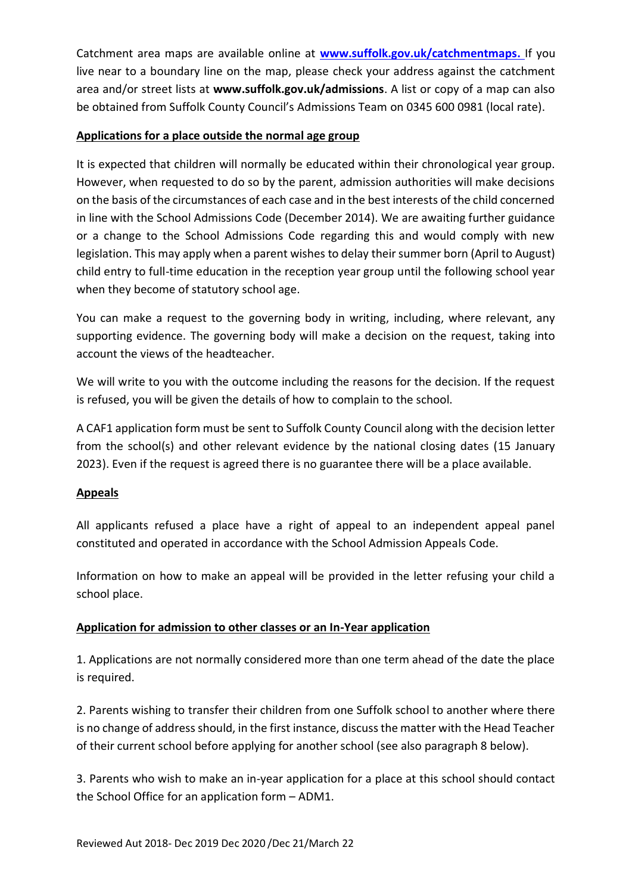Catchment area maps are available online at **[www.suffolk.gov.uk/catchmentmaps.](http://www.suffolk.gov.uk/catchmentmaps)** If you live near to a boundary line on the map, please check your address against the catchment area and/or street lists at **www.suffolk.gov.uk/admissions**. A list or copy of a map can also be obtained from Suffolk County Council's Admissions Team on 0345 600 0981 (local rate).

## Applications for a place outside the normal age group

It is expected that children will normally be educated within their chronological year group. However, when requested to do so by the parent, admission authorities will make decisions on the basis of the circumstances of each case and in the best interests of the child concerned in line with the School Admissions Code (December 2014). We are awaiting further guidance or a change to the School Admissions Code regarding this and would comply with new legislation. This may apply when a parent wishes to delay their summer born (April to August) child entry to full-time education in the reception year group until the following school year when they become of statutory school age.

You can make a request to the governing body in writing, including, where relevant, any supporting evidence. The governing body will make a decision on the request, taking into account the views of the headteacher.

We will write to you with the outcome including the reasons for the decision. If the request is refused, you will be given the details of how to complain to the school.

A CAF1 application form must be sent to Suffolk County Council along with the decision letter from the school(s) and other relevant evidence by the national closing dates (15 January 2023). Even if the request is agreed there is no guarantee there will be a place available.

## Appeals

All applicants refused a place have a right of appeal to an independent appeal panel constituted and operated in accordance with the School Admission Appeals Code.

Information on how to make an appeal will be provided in the letter refusing your child a school place.

## Application for admission to other classes or an In-Year application

1. Applications are not normally considered more than one term ahead of the date the place is required.

2. Parents wishing to transfer their children from one Suffolk school to another where there is no change of address should, in the first instance, discuss the matter with the Head Teacher of their current school before applying for another school (see also paragraph 8 below).

3. Parents who wish to make an in-year application for a place at this school should contact the School Office for an application form – ADM1.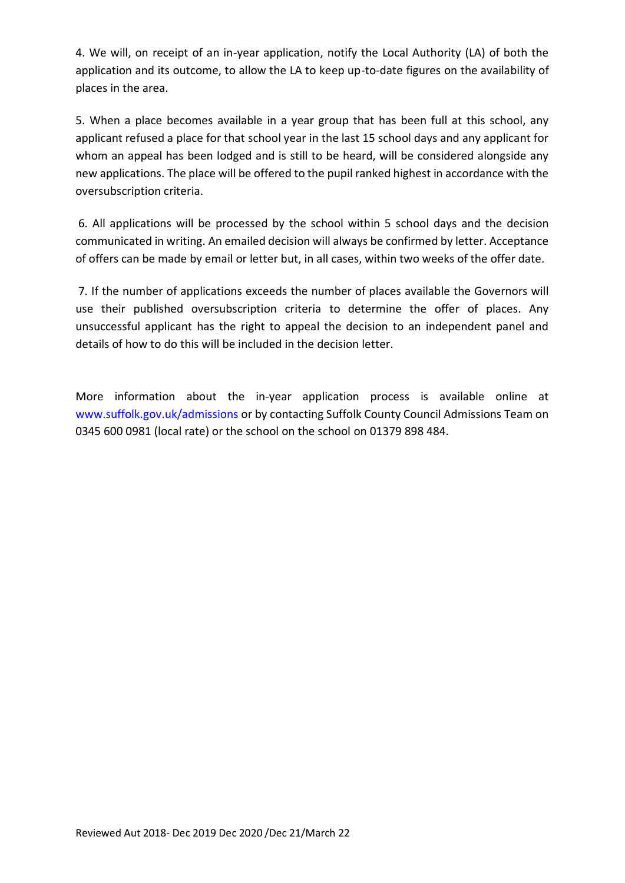4. We will, on receipt of an in-year application, notify the Local Authority (LA) of both the application and its outcome, to allow the LA to keep up-to-date figures on the availability of places in the area.

5. When a place becomes available in a year group that has been full at this school, any applicant refused a place for that school year in the last 15 school days and any applicant for whom an appeal has been lodged and is still to be heard, will be considered alongside any new applications. The place will be offered to the pupil ranked highest in accordance with the oversubscription criteria.

6. All applications will be processed by the school within 5 school days and the decision communicated in writing. An emailed decision will always be confirmed by letter. Acceptance of offers can be made by email or letter but, in all cases, within two weeks of the offer date.

7. If the number of applications exceeds the number of places available the Governors will use their published oversubscription criteria to determine the offer of places. Any unsuccessful applicant has the right to appeal the decision to an independent panel and details of how to do this will be included in the decision letter.

More information about the in-year application process is available online at www.suffolk.gov.uk/admissions or by contacting Suffolk County Council Admissions Team on 0345 600 0981 (local rate) or the school on the school on 01379 898 484.

Reviewed Aut 2018- Dec 2019 Dec 2020 /Dec 21/March 22